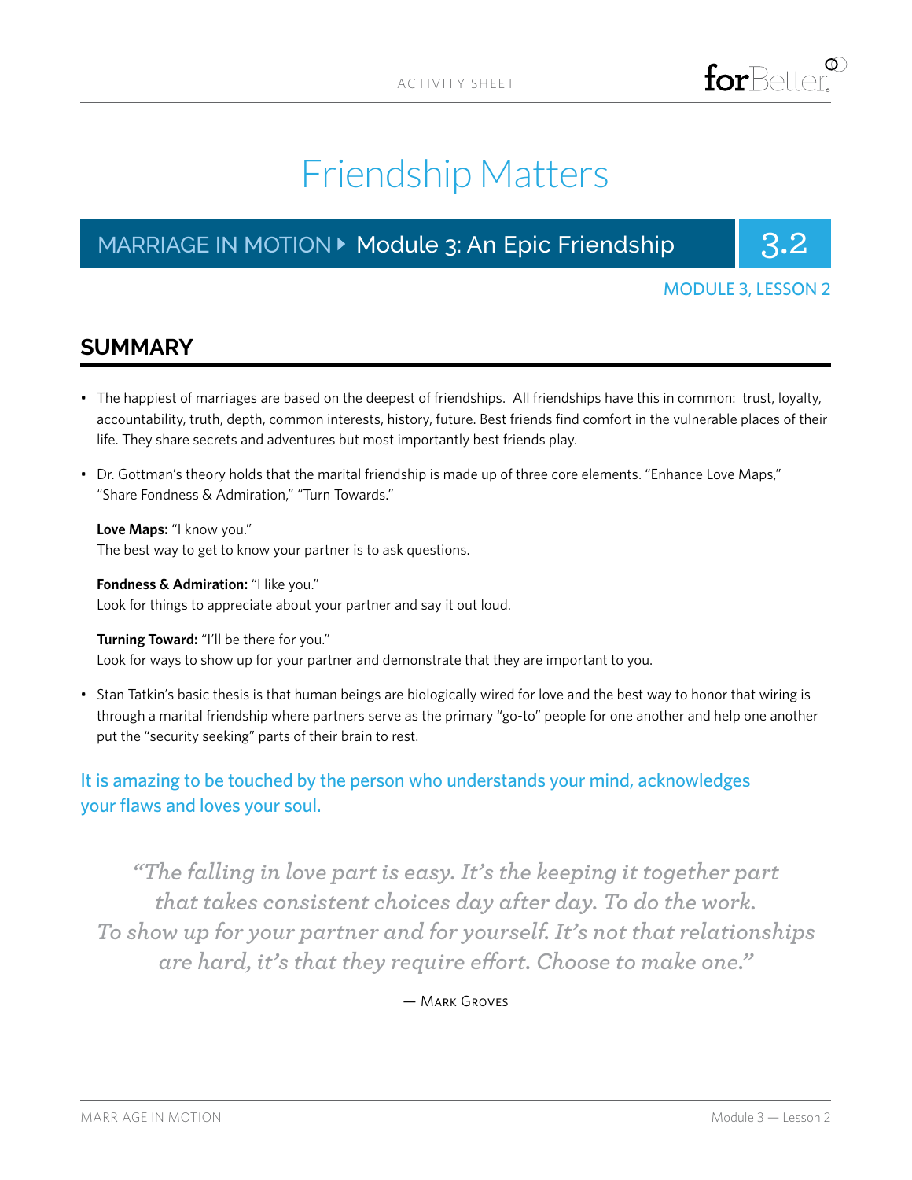ACTIVITY SHEET

# Friendship Matters

MARRIAGE IN MOTION ▸ Module 3: An Epic Friendship **3.2**

MODULE 3, LESSON 2

## SUMMARY

- The happiest of marriages are based on the deepest of friendships. All friendships have this in common: trust, loyalty, accountability, truth, depth, common interests, history, future. Best friends find comfort in the vulnerable places of their life. They share secrets and adventures but most importantly best friends play.
- Dr. Gottman's theory holds that the marital friendship is made up of three core elements. "Enhance Love Maps," "Share Fondness & Admiration," "Turn Towards."

  **Love Maps:** "I know you."
  The best way to get to know your partner is to ask questions.

  **Fondness & Admiration:** "I like you."
  Look for things to appreciate about your partner and say it out loud.

  **Turning Toward:** "I'll be there for you."
  Look for ways to show up for your partner and demonstrate that they are important to you.

- Stan Tatkin's basic thesis is that human beings are biologically wired for love and the best way to honor that wiring is through a marital friendship where partners serve as the primary "go-to" people for one another and help one another put the "security seeking" parts of their brain to rest.

It is amazing to be touched by the person who understands your mind, acknowledges your flaws and loves your soul.

> *"The falling in love part is easy. It's the keeping it together part that takes consistent choices day after day. To do the work. To show up for your partner and for yourself. It's not that relationships are hard, it's that they require effort. Choose to make one."*
>
> — Mark Groves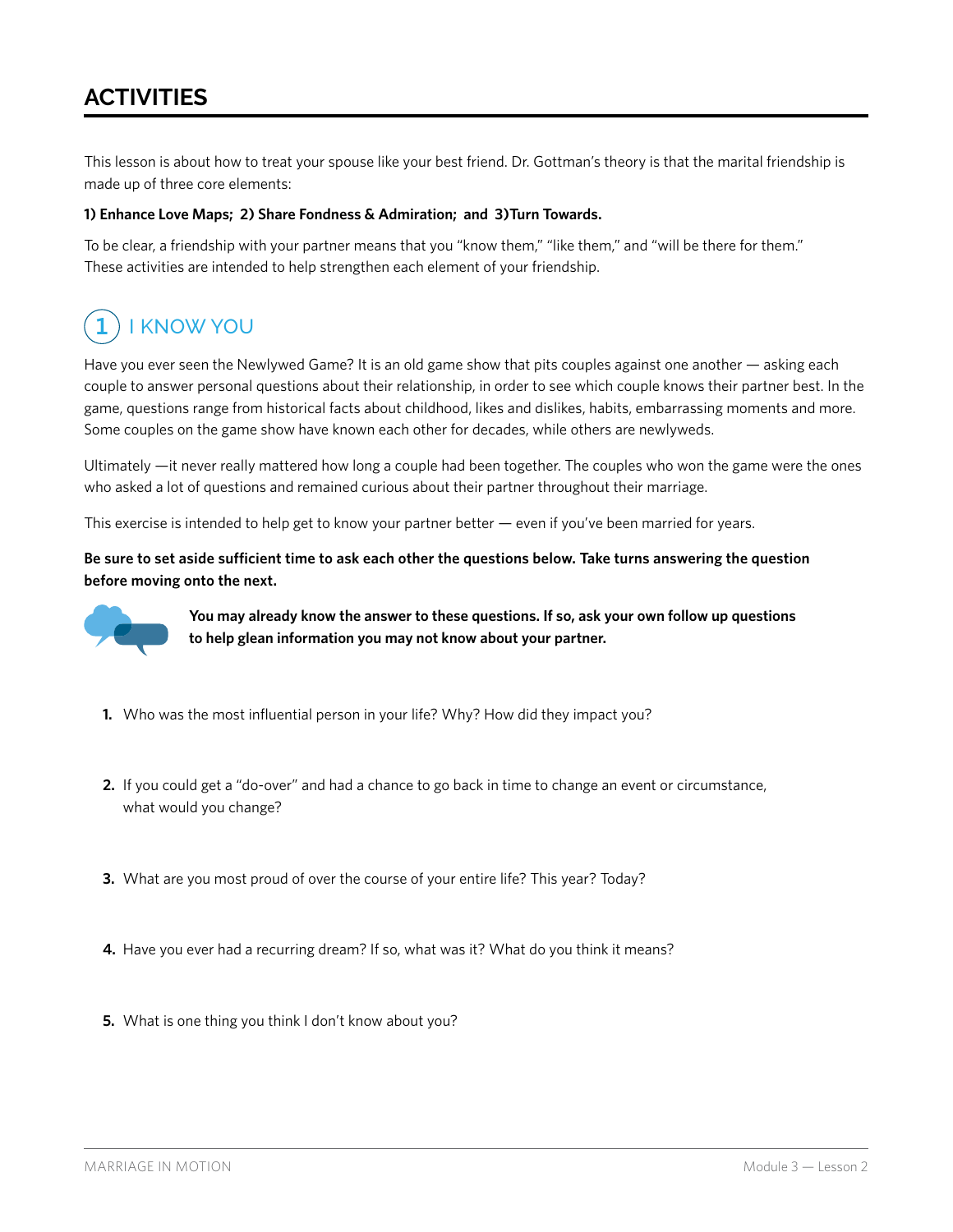## ACTIVITIES

This lesson is about how to treat your spouse like your best friend. Dr. Gottman's theory is that the marital friendship is made up of three core elements:

**1) Enhance Love Maps; 2) Share Fondness & Admiration; and 3)Turn Towards.**

To be clear, a friendship with your partner means that you "know them," "like them," and "will be there for them." These activities are intended to help strengthen each element of your friendship.

### 1 I KNOW YOU

Have you ever seen the Newlywed Game? It is an old game show that pits couples against one another — asking each couple to answer personal questions about their relationship, in order to see which couple knows their partner best. In the game, questions range from historical facts about childhood, likes and dislikes, habits, embarrassing moments and more. Some couples on the game show have known each other for decades, while others are newlyweds.

Ultimately —it never really mattered how long a couple had been together. The couples who won the game were the ones who asked a lot of questions and remained curious about their partner throughout their marriage.

This exercise is intended to help get to know your partner better — even if you've been married for years.

**Be sure to set aside sufficient time to ask each other the questions below. Take turns answering the question before moving onto the next.**

**You may already know the answer to these questions. If so, ask your own follow up questions to help glean information you may not know about your partner.**

1. Who was the most influential person in your life? Why? How did they impact you?
2. If you could get a "do-over" and had a chance to go back in time to change an event or circumstance, what would you change?
3. What are you most proud of over the course of your entire life? This year? Today?
4. Have you ever had a recurring dream? If so, what was it? What do you think it means?
5. What is one thing you think I don't know about you?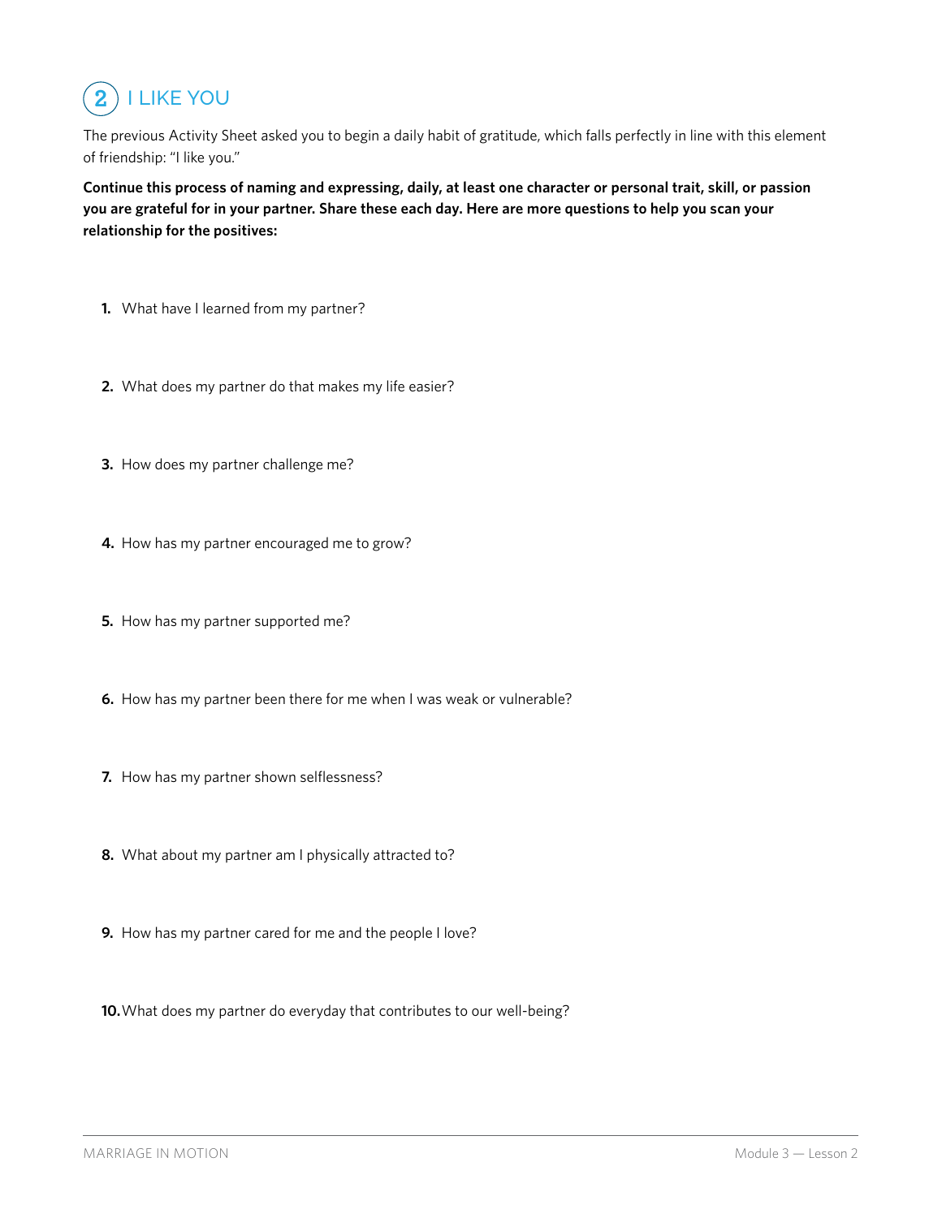## 2 I LIKE YOU

The previous Activity Sheet asked you to begin a daily habit of gratitude, which falls perfectly in line with this element of friendship: "I like you."

**Continue this process of naming and expressing, daily, at least one character or personal trait, skill, or passion you are grateful for in your partner. Share these each day. Here are more questions to help you scan your relationship for the positives:**

1. What have I learned from my partner?
2. What does my partner do that makes my life easier?
3. How does my partner challenge me?
4. How has my partner encouraged me to grow?
5. How has my partner supported me?
6. How has my partner been there for me when I was weak or vulnerable?
7. How has my partner shown selflessness?
8. What about my partner am I physically attracted to?
9. How has my partner cared for me and the people I love?
10. What does my partner do everyday that contributes to our well-being?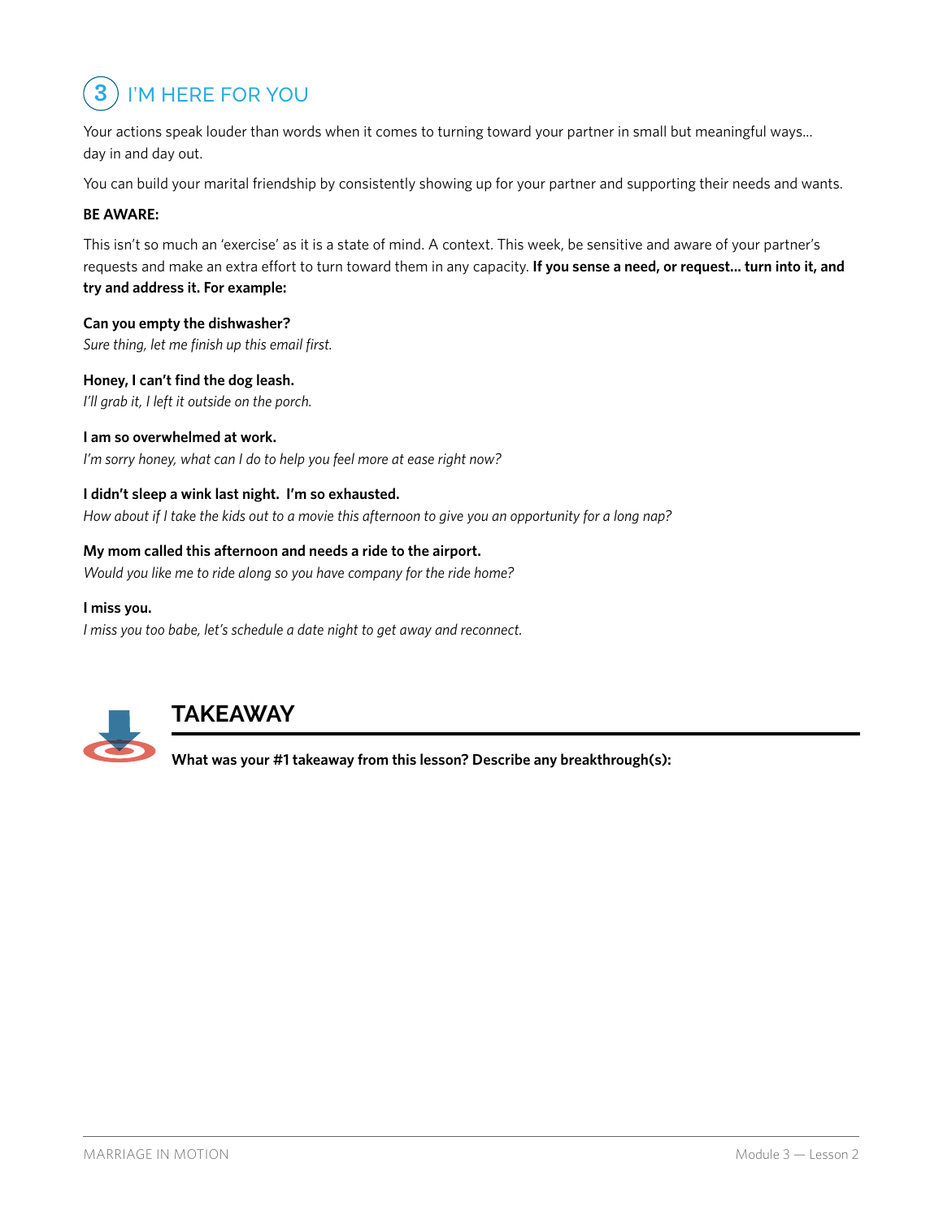## 3 I'M HERE FOR YOU

Your actions speak louder than words when it comes to turning toward your partner in small but meaningful ways… day in and day out.

You can build your marital friendship by consistently showing up for your partner and supporting their needs and wants.

**BE AWARE:**

This isn't so much an 'exercise' as it is a state of mind. A context. This week, be sensitive and aware of your partner's requests and make an extra effort to turn toward them in any capacity. **If you sense a need, or request… turn into it, and try and address it. For example:**

**Can you empty the dishwasher?**
*Sure thing, let me finish up this email first.*

**Honey, I can't find the dog leash.**
*I'll grab it, I left it outside on the porch.*

**I am so overwhelmed at work.**
*I'm sorry honey, what can I do to help you feel more at ease right now?*

**I didn't sleep a wink last night. I'm so exhausted.**
*How about if I take the kids out to a movie this afternoon to give you an opportunity for a long nap?*

**My mom called this afternoon and needs a ride to the airport.**
*Would you like me to ride along so you have company for the ride home?*

**I miss you.**
*I miss you too babe, let's schedule a date night to get away and reconnect.*

## TAKEAWAY

**What was your #1 takeaway from this lesson? Describe any breakthrough(s):**